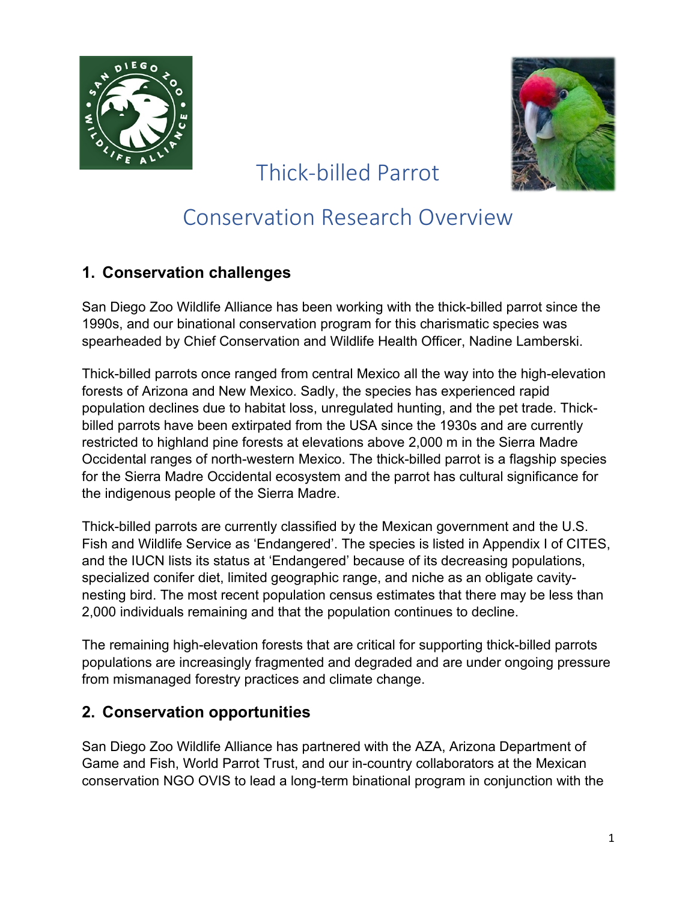# Thick-billed Parrot

# Conservation Research Overview

## 1. Conservation challenges

San Diego Zoo Wildlife Alliance has been working with the thick-billed parrot since the 1990s, and our binational conservation program for this charismatic species was spearheaded by Chief Conservation and Wildlife Health Officer, Nadine Lamberski.

Thick-billed parrots once ranged from central Mexico all the way into the high-elevation forests of Arizona and New Mexico. Sadly, the species has experienced rapid population declines due to habitat loss, unregulated hunting, and the pet trade. Thick-billed parrots have been extirpated from the USA since the 1930s and are currently restricted to highland pine forests at elevations above 2,000 m in the Sierra Madre Occidental ranges of north-western Mexico. The thick-billed parrot is a flagship species for the Sierra Madre Occidental ecosystem and the parrot has cultural significance for the indigenous people of the Sierra Madre.

Thick-billed parrots are currently classified by the Mexican government and the U.S. Fish and Wildlife Service as 'Endangered'. The species is listed in Appendix I of CITES, and the IUCN lists its status at 'Endangered' because of its decreasing populations, specialized conifer diet, limited geographic range, and niche as an obligate cavity-nesting bird. The most recent population census estimates that there may be less than 2,000 individuals remaining and that the population continues to decline.

The remaining high-elevation forests that are critical for supporting thick-billed parrots populations are increasingly fragmented and degraded and are under ongoing pressure from mismanaged forestry practices and climate change.

## 2. Conservation opportunities

San Diego Zoo Wildlife Alliance has partnered with the AZA, Arizona Department of Game and Fish, World Parrot Trust, and our in-country collaborators at the Mexican conservation NGO OVIS to lead a long-term binational program in conjunction with the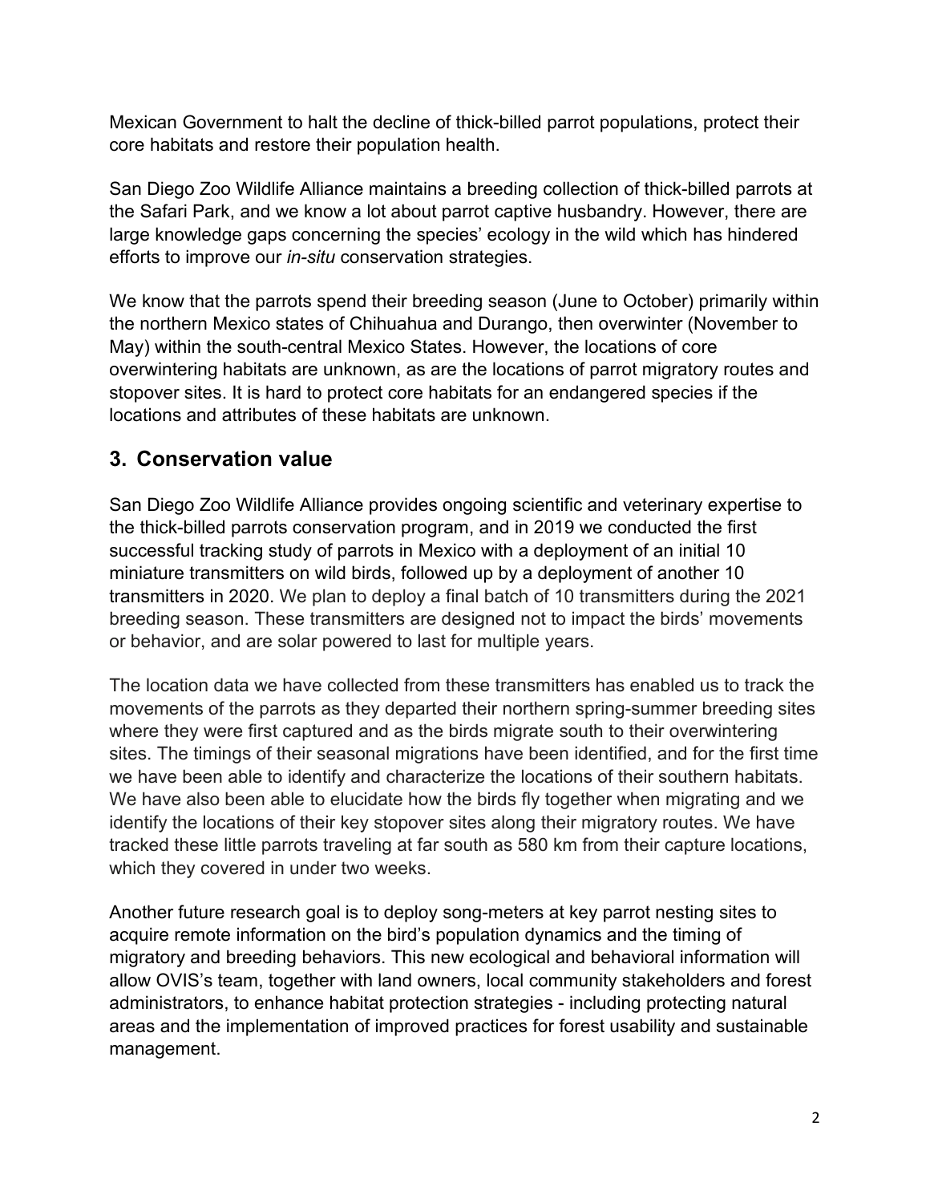Mexican Government to halt the decline of thick-billed parrot populations, protect their core habitats and restore their population health.

San Diego Zoo Wildlife Alliance maintains a breeding collection of thick-billed parrots at the Safari Park, and we know a lot about parrot captive husbandry. However, there are large knowledge gaps concerning the species' ecology in the wild which has hindered efforts to improve our *in-situ* conservation strategies.

We know that the parrots spend their breeding season (June to October) primarily within the northern Mexico states of Chihuahua and Durango, then overwinter (November to May) within the south-central Mexico States. However, the locations of core overwintering habitats are unknown, as are the locations of parrot migratory routes and stopover sites. It is hard to protect core habitats for an endangered species if the locations and attributes of these habitats are unknown.

## 3. Conservation value

San Diego Zoo Wildlife Alliance provides ongoing scientific and veterinary expertise to the thick-billed parrots conservation program, and in 2019 we conducted the first successful tracking study of parrots in Mexico with a deployment of an initial 10 miniature transmitters on wild birds, followed up by a deployment of another 10 transmitters in 2020. We plan to deploy a final batch of 10 transmitters during the 2021 breeding season. These transmitters are designed not to impact the birds' movements or behavior, and are solar powered to last for multiple years.

The location data we have collected from these transmitters has enabled us to track the movements of the parrots as they departed their northern spring-summer breeding sites where they were first captured and as the birds migrate south to their overwintering sites. The timings of their seasonal migrations have been identified, and for the first time we have been able to identify and characterize the locations of their southern habitats. We have also been able to elucidate how the birds fly together when migrating and we identify the locations of their key stopover sites along their migratory routes. We have tracked these little parrots traveling at far south as 580 km from their capture locations, which they covered in under two weeks.

Another future research goal is to deploy song-meters at key parrot nesting sites to acquire remote information on the bird's population dynamics and the timing of migratory and breeding behaviors. This new ecological and behavioral information will allow OVIS's team, together with land owners, local community stakeholders and forest administrators, to enhance habitat protection strategies - including protecting natural areas and the implementation of improved practices for forest usability and sustainable management.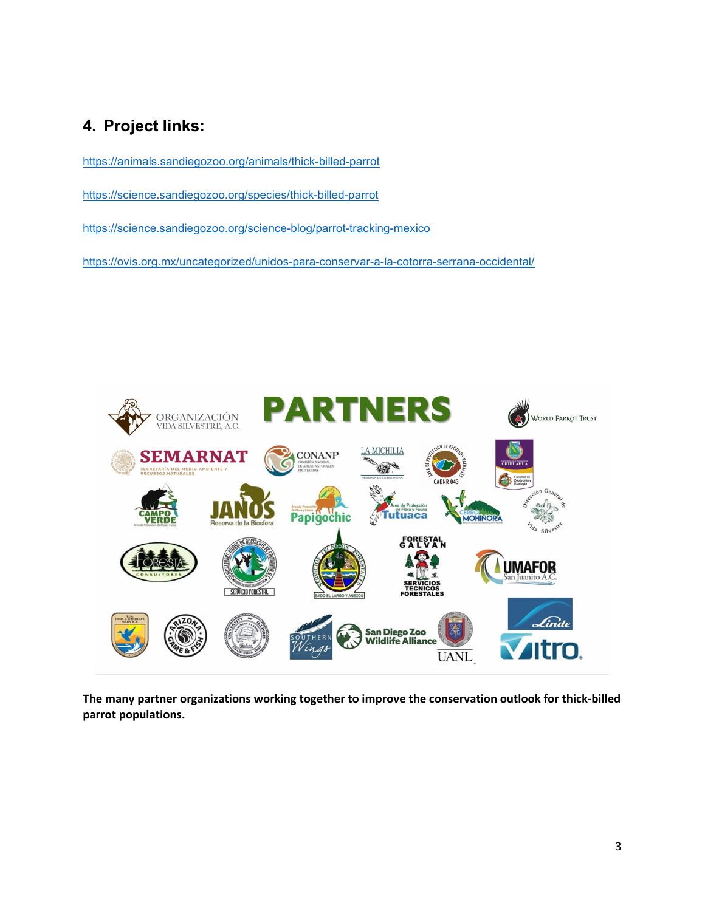## 4. Project links:

https://animals.sandiegozoo.org/animals/thick-billed-parrot

https://science.sandiegozoo.org/species/thick-billed-parrot

https://science.sandiegozoo.org/science-blog/parrot-tracking-mexico

https://ovis.org.mx/uncategorized/unidos-para-conservar-a-la-cotorra-serrana-occidental/

**The many partner organizations working together to improve the conservation outlook for thick-billed parrot populations.**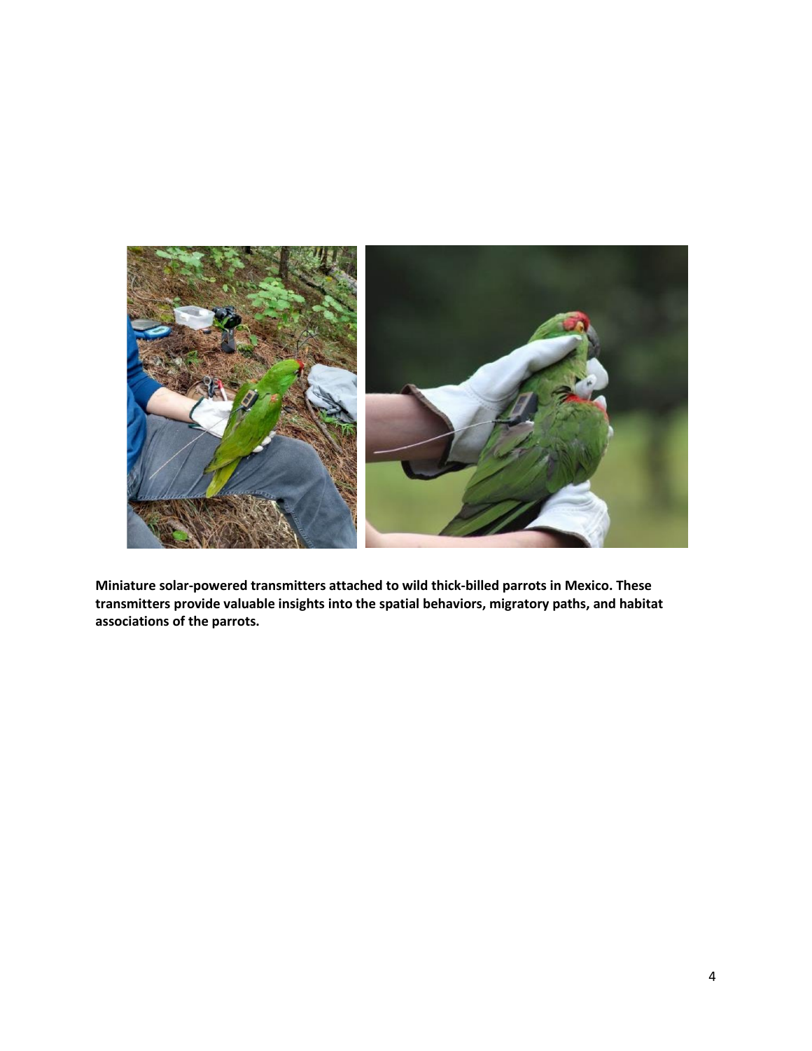**Miniature solar-powered transmitters attached to wild thick-billed parrots in Mexico. These transmitters provide valuable insights into the spatial behaviors, migratory paths, and habitat associations of the parrots.**